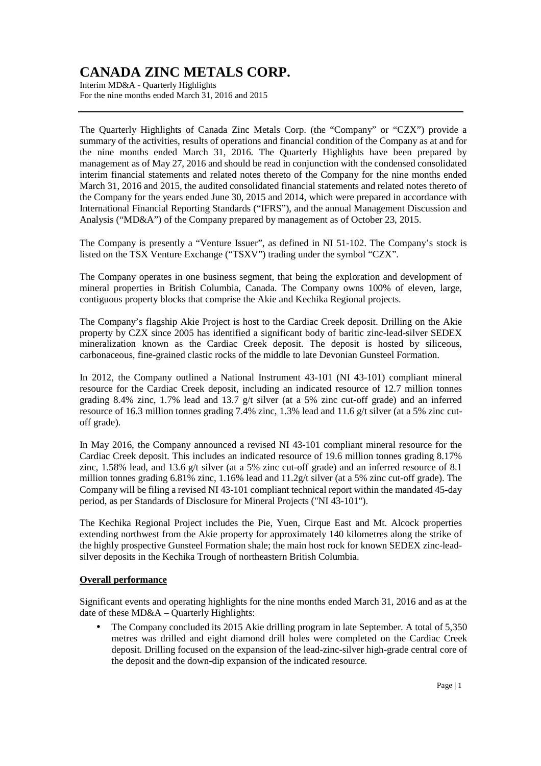# CANADA ZINC METALS CORP.

Interim MD&A - Quarterly Highlights
For the nine months ended March 31, 2016 and 2015

The Quarterly Highlights of Canada Zinc Metals Corp. (the "Company" or "CZX") provide a summary of the activities, results of operations and financial condition of the Company as at and for the nine months ended March 31, 2016. The Quarterly Highlights have been prepared by management as of May 27, 2016 and should be read in conjunction with the condensed consolidated interim financial statements and related notes thereto of the Company for the nine months ended March 31, 2016 and 2015, the audited consolidated financial statements and related notes thereto of the Company for the years ended June 30, 2015 and 2014, which were prepared in accordance with International Financial Reporting Standards ("IFRS"), and the annual Management Discussion and Analysis ("MD&A") of the Company prepared by management as of October 23, 2015.

The Company is presently a "Venture Issuer", as defined in NI 51-102. The Company's stock is listed on the TSX Venture Exchange ("TSXV") trading under the symbol "CZX".

The Company operates in one business segment, that being the exploration and development of mineral properties in British Columbia, Canada. The Company owns 100% of eleven, large, contiguous property blocks that comprise the Akie and Kechika Regional projects.

The Company's flagship Akie Project is host to the Cardiac Creek deposit. Drilling on the Akie property by CZX since 2005 has identified a significant body of baritic zinc-lead-silver SEDEX mineralization known as the Cardiac Creek deposit. The deposit is hosted by siliceous, carbonaceous, fine-grained clastic rocks of the middle to late Devonian Gunsteel Formation.

In 2012, the Company outlined a National Instrument 43-101 (NI 43-101) compliant mineral resource for the Cardiac Creek deposit, including an indicated resource of 12.7 million tonnes grading 8.4% zinc, 1.7% lead and 13.7 g/t silver (at a 5% zinc cut-off grade) and an inferred resource of 16.3 million tonnes grading 7.4% zinc, 1.3% lead and 11.6 g/t silver (at a 5% zinc cut-off grade).

In May 2016, the Company announced a revised NI 43-101 compliant mineral resource for the Cardiac Creek deposit. This includes an indicated resource of 19.6 million tonnes grading 8.17% zinc, 1.58% lead, and 13.6 g/t silver (at a 5% zinc cut-off grade) and an inferred resource of 8.1 million tonnes grading 6.81% zinc, 1.16% lead and 11.2g/t silver (at a 5% zinc cut-off grade). The Company will be filing a revised NI 43-101 compliant technical report within the mandated 45-day period, as per Standards of Disclosure for Mineral Projects ("NI 43-101").

The Kechika Regional Project includes the Pie, Yuen, Cirque East and Mt. Alcock properties extending northwest from the Akie property for approximately 140 kilometres along the strike of the highly prospective Gunsteel Formation shale; the main host rock for known SEDEX zinc-lead-silver deposits in the Kechika Trough of northeastern British Columbia.

## Overall performance

Significant events and operating highlights for the nine months ended March 31, 2016 and as at the date of these MD&A – Quarterly Highlights:

- The Company concluded its 2015 Akie drilling program in late September. A total of 5,350 metres was drilled and eight diamond drill holes were completed on the Cardiac Creek deposit. Drilling focused on the expansion of the lead-zinc-silver high-grade central core of the deposit and the down-dip expansion of the indicated resource.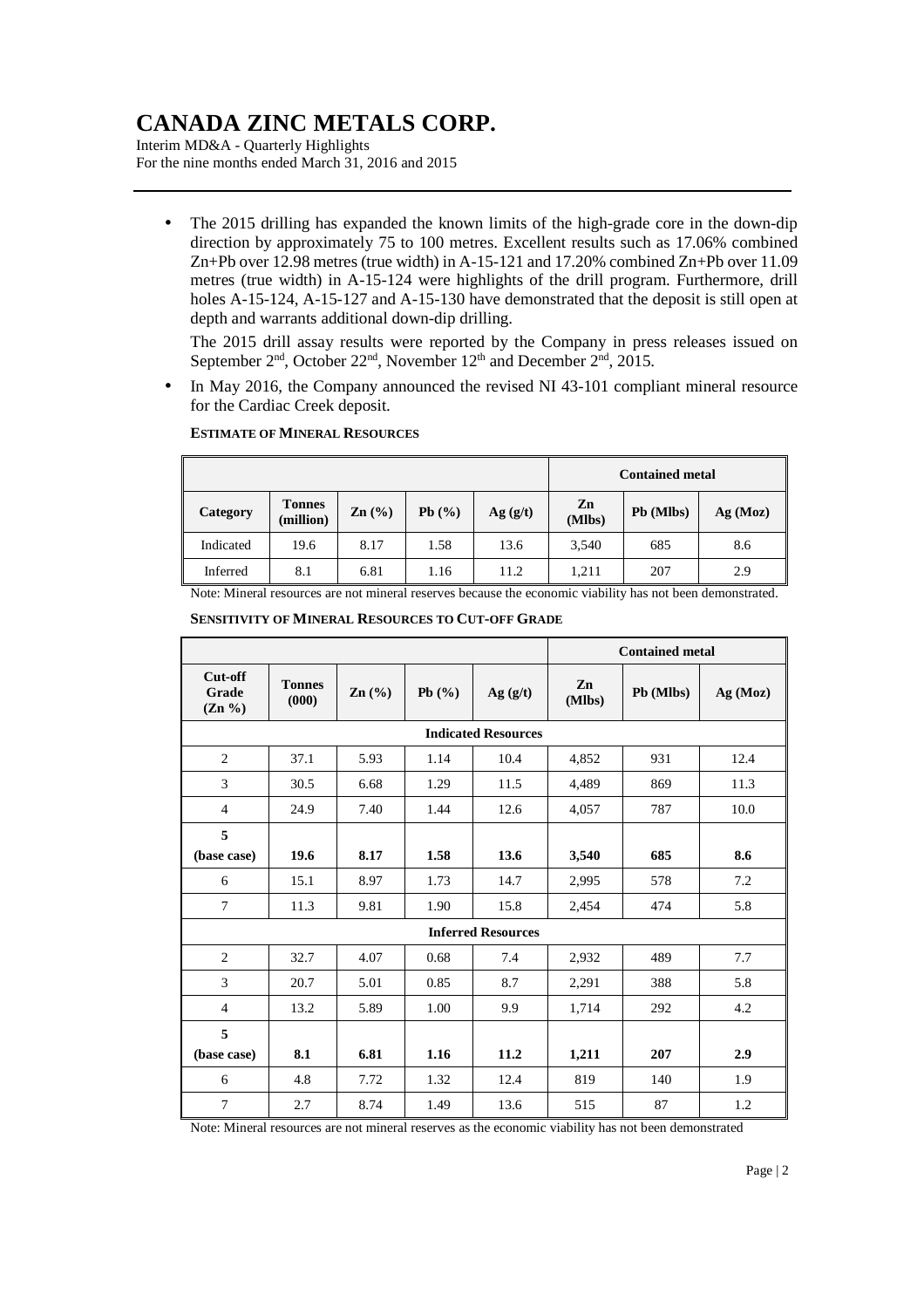- The 2015 drilling has expanded the known limits of the high-grade core in the down-dip direction by approximately 75 to 100 metres. Excellent results such as 17.06% combined Zn+Pb over 12.98 metres (true width) in A-15-121 and 17.20% combined Zn+Pb over 11.09 metres (true width) in A-15-124 were highlights of the drill program. Furthermore, drill holes A-15-124, A-15-127 and A-15-130 have demonstrated that the deposit is still open at depth and warrants additional down-dip drilling.

  The 2015 drill assay results were reported by the Company in press releases issued on September 2nd, October 22nd, November 12th and December 2nd, 2015.

- In May 2016, the Company announced the revised NI 43-101 compliant mineral resource for the Cardiac Creek deposit.

**ESTIMATE OF MINERAL RESOURCES**

| | | | | | Contained metal | | |
|---|---|---|---|---|---|---|---|
| **Category** | **Tonnes (million)** | **Zn (%)** | **Pb (%)** | **Ag (g/t)** | **Zn (Mlbs)** | **Pb (Mlbs)** | **Ag (Moz)** |
| Indicated | 19.6 | 8.17 | 1.58 | 13.6 | 3,540 | 685 | 8.6 |
| Inferred | 8.1 | 6.81 | 1.16 | 11.2 | 1,211 | 207 | 2.9 |

Note: Mineral resources are not mineral reserves because the economic viability has not been demonstrated.

**SENSITIVITY OF MINERAL RESOURCES TO CUT-OFF GRADE**

| | | | | | Contained metal | | |
|---|---|---|---|---|---|---|---|
| **Cut-off Grade (Zn %)** | **Tonnes (000)** | **Zn (%)** | **Pb (%)** | **Ag (g/t)** | **Zn (Mlbs)** | **Pb (Mlbs)** | **Ag (Moz)** |
| **Indicated Resources** | | | | | | | |
| 2 | 37.1 | 5.93 | 1.14 | 10.4 | 4,852 | 931 | 12.4 |
| 3 | 30.5 | 6.68 | 1.29 | 11.5 | 4,489 | 869 | 11.3 |
| 4 | 24.9 | 7.40 | 1.44 | 12.6 | 4,057 | 787 | 10.0 |
| **5 (base case)** | **19.6** | **8.17** | **1.58** | **13.6** | **3,540** | **685** | **8.6** |
| 6 | 15.1 | 8.97 | 1.73 | 14.7 | 2,995 | 578 | 7.2 |
| 7 | 11.3 | 9.81 | 1.90 | 15.8 | 2,454 | 474 | 5.8 |
| **Inferred Resources** | | | | | | | |
| 2 | 32.7 | 4.07 | 0.68 | 7.4 | 2,932 | 489 | 7.7 |
| 3 | 20.7 | 5.01 | 0.85 | 8.7 | 2,291 | 388 | 5.8 |
| 4 | 13.2 | 5.89 | 1.00 | 9.9 | 1,714 | 292 | 4.2 |
| **5 (base case)** | **8.1** | **6.81** | **1.16** | **11.2** | **1,211** | **207** | **2.9** |
| 6 | 4.8 | 7.72 | 1.32 | 12.4 | 819 | 140 | 1.9 |
| 7 | 2.7 | 8.74 | 1.49 | 13.6 | 515 | 87 | 1.2 |

Note: Mineral resources are not mineral reserves as the economic viability has not been demonstrated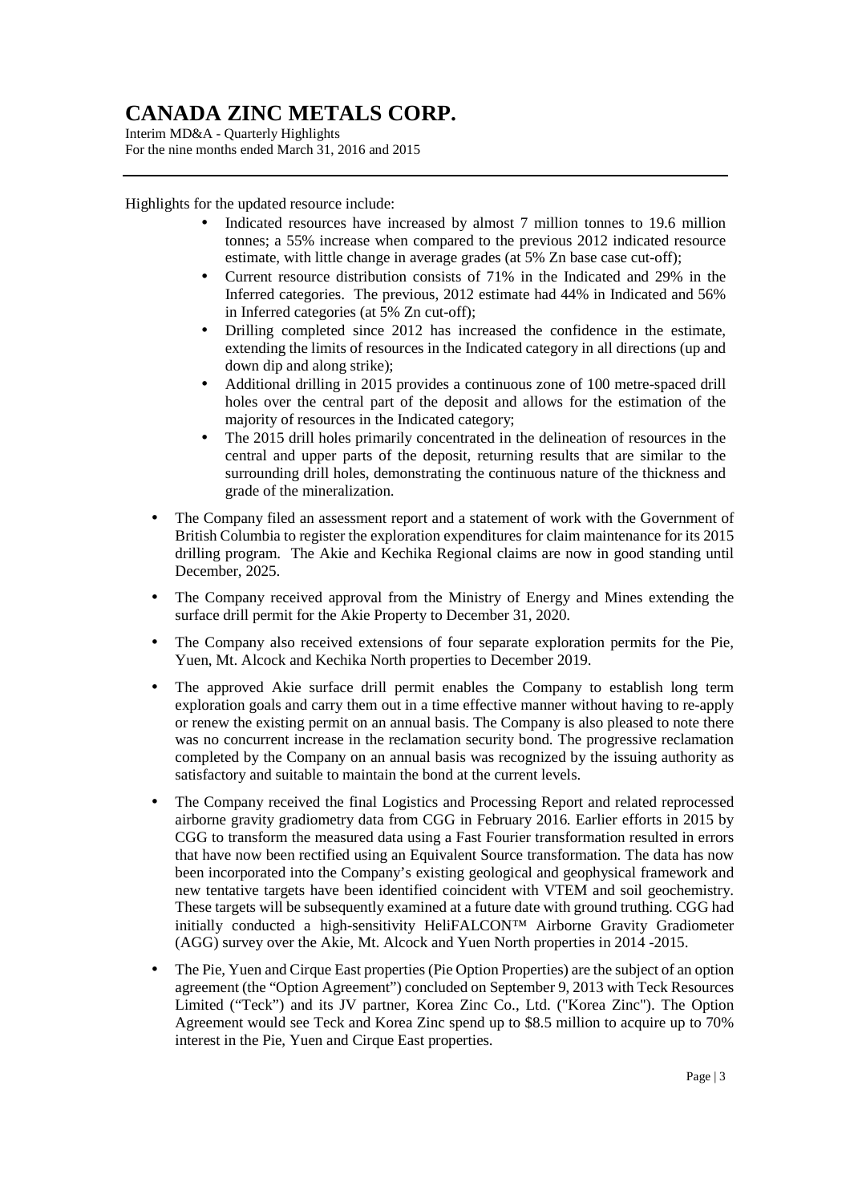Highlights for the updated resource include:

- Indicated resources have increased by almost 7 million tonnes to 19.6 million tonnes; a 55% increase when compared to the previous 2012 indicated resource estimate, with little change in average grades (at 5% Zn base case cut-off);
- Current resource distribution consists of 71% in the Indicated and 29% in the Inferred categories. The previous, 2012 estimate had 44% in Indicated and 56% in Inferred categories (at 5% Zn cut-off);
- Drilling completed since 2012 has increased the confidence in the estimate, extending the limits of resources in the Indicated category in all directions (up and down dip and along strike);
- Additional drilling in 2015 provides a continuous zone of 100 metre-spaced drill holes over the central part of the deposit and allows for the estimation of the majority of resources in the Indicated category;
- The 2015 drill holes primarily concentrated in the delineation of resources in the central and upper parts of the deposit, returning results that are similar to the surrounding drill holes, demonstrating the continuous nature of the thickness and grade of the mineralization.

- The Company filed an assessment report and a statement of work with the Government of British Columbia to register the exploration expenditures for claim maintenance for its 2015 drilling program. The Akie and Kechika Regional claims are now in good standing until December, 2025.
- The Company received approval from the Ministry of Energy and Mines extending the surface drill permit for the Akie Property to December 31, 2020.
- The Company also received extensions of four separate exploration permits for the Pie, Yuen, Mt. Alcock and Kechika North properties to December 2019.
- The approved Akie surface drill permit enables the Company to establish long term exploration goals and carry them out in a time effective manner without having to re-apply or renew the existing permit on an annual basis. The Company is also pleased to note there was no concurrent increase in the reclamation security bond. The progressive reclamation completed by the Company on an annual basis was recognized by the issuing authority as satisfactory and suitable to maintain the bond at the current levels.
- The Company received the final Logistics and Processing Report and related reprocessed airborne gravity gradiometry data from CGG in February 2016. Earlier efforts in 2015 by CGG to transform the measured data using a Fast Fourier transformation resulted in errors that have now been rectified using an Equivalent Source transformation. The data has now been incorporated into the Company's existing geological and geophysical framework and new tentative targets have been identified coincident with VTEM and soil geochemistry. These targets will be subsequently examined at a future date with ground truthing. CGG had initially conducted a high-sensitivity HeliFALCON™ Airborne Gravity Gradiometer (AGG) survey over the Akie, Mt. Alcock and Yuen North properties in 2014 -2015.
- The Pie, Yuen and Cirque East properties (Pie Option Properties) are the subject of an option agreement (the "Option Agreement") concluded on September 9, 2013 with Teck Resources Limited ("Teck") and its JV partner, Korea Zinc Co., Ltd. ("Korea Zinc"). The Option Agreement would see Teck and Korea Zinc spend up to $8.5 million to acquire up to 70% interest in the Pie, Yuen and Cirque East properties.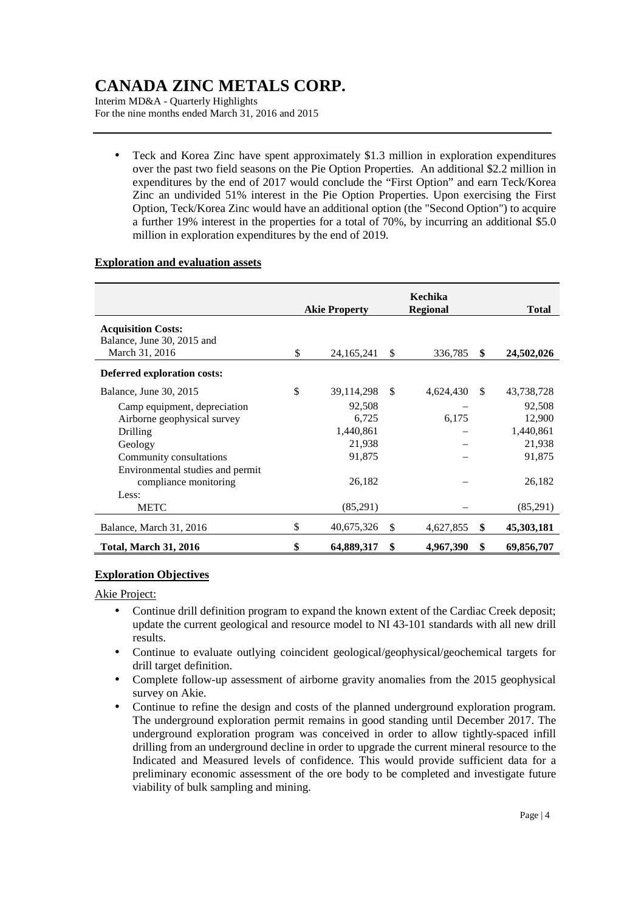- Teck and Korea Zinc have spent approximately $1.3 million in exploration expenditures over the past two field seasons on the Pie Option Properties. An additional $2.2 million in expenditures by the end of 2017 would conclude the "First Option" and earn Teck/Korea Zinc an undivided 51% interest in the Pie Option Properties. Upon exercising the First Option, Teck/Korea Zinc would have an additional option (the "Second Option") to acquire a further 19% interest in the properties for a total of 70%, by incurring an additional $5.0 million in exploration expenditures by the end of 2019.

## Exploration and evaluation assets

| | Akie Property | Kechika Regional | Total |
|---|---|---|---|
| **Acquisition Costs:** | | | |
| Balance, June 30, 2015 and March 31, 2016 | $ 24,165,241 | $ 336,785 | **$ 24,502,026** |
| **Deferred exploration costs:** | | | |
| Balance, June 30, 2015 | $ 39,114,298 | $ 4,624,430 | $ 43,738,728 |
| Camp equipment, depreciation | 92,508 | – | 92,508 |
| Airborne geophysical survey | 6,725 | 6,175 | 12,900 |
| Drilling | 1,440,861 | – | 1,440,861 |
| Geology | 21,938 | – | 21,938 |
| Community consultations | 91,875 | – | 91,875 |
| Environmental studies and permit compliance monitoring | 26,182 | – | 26,182 |
| Less: | | | |
| METC | (85,291) | – | (85,291) |
| Balance, March 31, 2016 | $ 40,675,326 | $ 4,627,855 | **$ 45,303,181** |
| **Total, March 31, 2016** | **$ 64,889,317** | **$ 4,967,390** | **$ 69,856,707** |

## Exploration Objectives

Akie Project:

- Continue drill definition program to expand the known extent of the Cardiac Creek deposit; update the current geological and resource model to NI 43-101 standards with all new drill results.
- Continue to evaluate outlying coincident geological/geophysical/geochemical targets for drill target definition.
- Complete follow-up assessment of airborne gravity anomalies from the 2015 geophysical survey on Akie.
- Continue to refine the design and costs of the planned underground exploration program. The underground exploration permit remains in good standing until December 2017. The underground exploration program was conceived in order to allow tightly-spaced infill drilling from an underground decline in order to upgrade the current mineral resource to the Indicated and Measured levels of confidence. This would provide sufficient data for a preliminary economic assessment of the ore body to be completed and investigate future viability of bulk sampling and mining.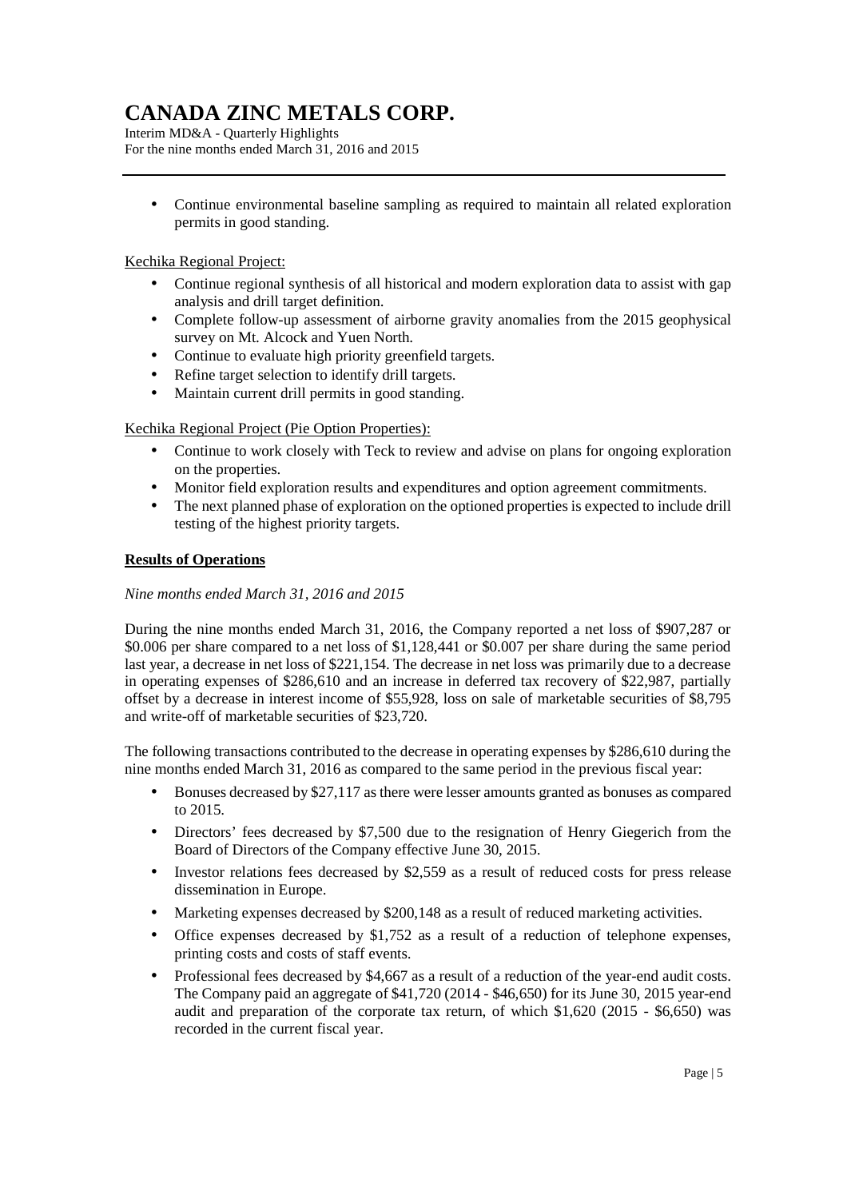- Continue environmental baseline sampling as required to maintain all related exploration permits in good standing.

Kechika Regional Project:

- Continue regional synthesis of all historical and modern exploration data to assist with gap analysis and drill target definition.
- Complete follow-up assessment of airborne gravity anomalies from the 2015 geophysical survey on Mt. Alcock and Yuen North.
- Continue to evaluate high priority greenfield targets.
- Refine target selection to identify drill targets.
- Maintain current drill permits in good standing.

Kechika Regional Project (Pie Option Properties):

- Continue to work closely with Teck to review and advise on plans for ongoing exploration on the properties.
- Monitor field exploration results and expenditures and option agreement commitments.
- The next planned phase of exploration on the optioned properties is expected to include drill testing of the highest priority targets.

## Results of Operations

*Nine months ended March 31, 2016 and 2015*

During the nine months ended March 31, 2016, the Company reported a net loss of $907,287 or $0.006 per share compared to a net loss of $1,128,441 or $0.007 per share during the same period last year, a decrease in net loss of $221,154. The decrease in net loss was primarily due to a decrease in operating expenses of $286,610 and an increase in deferred tax recovery of $22,987, partially offset by a decrease in interest income of $55,928, loss on sale of marketable securities of $8,795 and write-off of marketable securities of $23,720.

The following transactions contributed to the decrease in operating expenses by $286,610 during the nine months ended March 31, 2016 as compared to the same period in the previous fiscal year:

- Bonuses decreased by $27,117 as there were lesser amounts granted as bonuses as compared to 2015.
- Directors' fees decreased by $7,500 due to the resignation of Henry Giegerich from the Board of Directors of the Company effective June 30, 2015.
- Investor relations fees decreased by $2,559 as a result of reduced costs for press release dissemination in Europe.
- Marketing expenses decreased by $200,148 as a result of reduced marketing activities.
- Office expenses decreased by $1,752 as a result of a reduction of telephone expenses, printing costs and costs of staff events.
- Professional fees decreased by $4,667 as a result of a reduction of the year-end audit costs. The Company paid an aggregate of $41,720 (2014 - $46,650) for its June 30, 2015 year-end audit and preparation of the corporate tax return, of which $1,620 (2015 - $6,650) was recorded in the current fiscal year.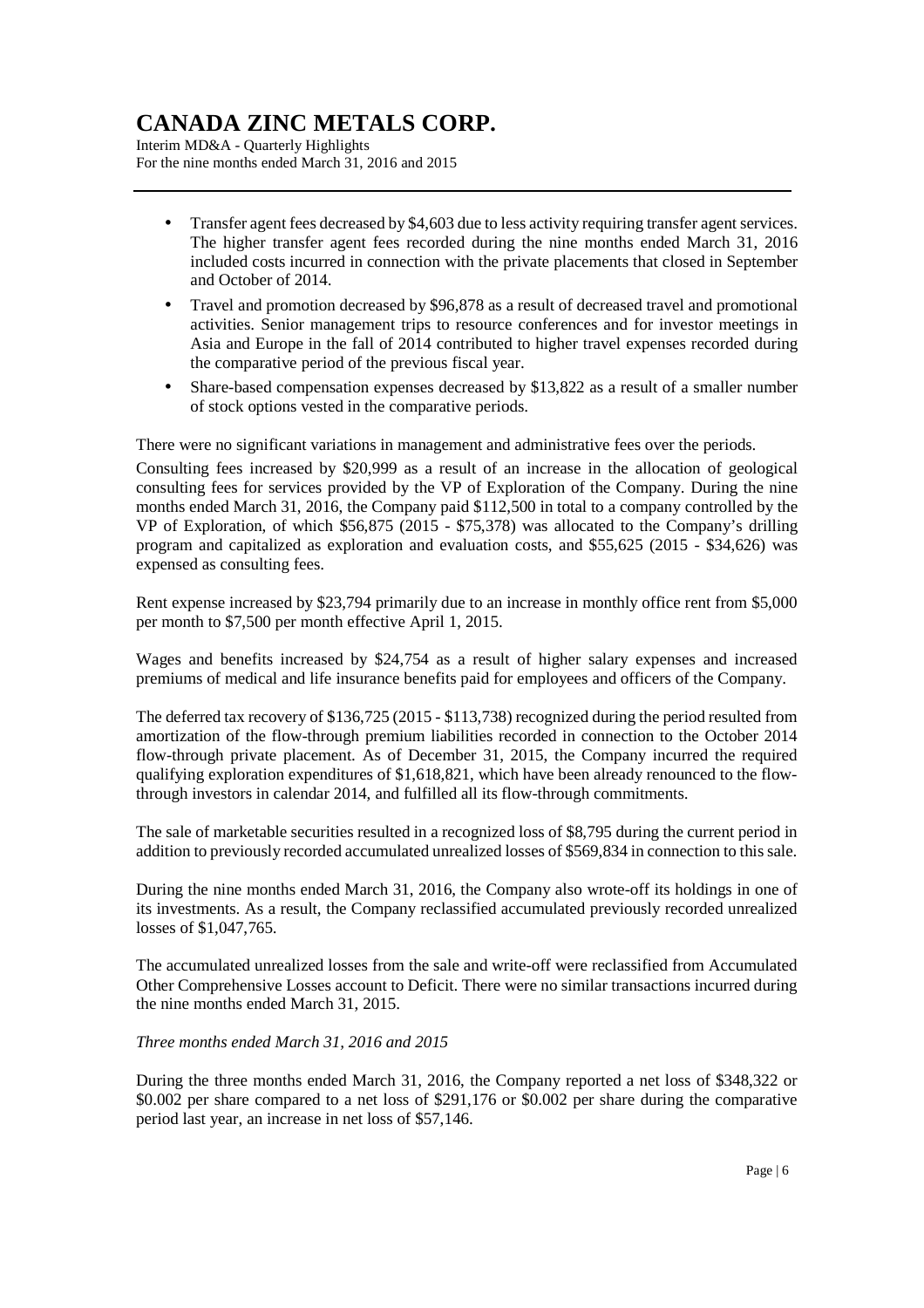- Transfer agent fees decreased by $4,603 due to less activity requiring transfer agent services. The higher transfer agent fees recorded during the nine months ended March 31, 2016 included costs incurred in connection with the private placements that closed in September and October of 2014.
- Travel and promotion decreased by $96,878 as a result of decreased travel and promotional activities. Senior management trips to resource conferences and for investor meetings in Asia and Europe in the fall of 2014 contributed to higher travel expenses recorded during the comparative period of the previous fiscal year.
- Share-based compensation expenses decreased by $13,822 as a result of a smaller number of stock options vested in the comparative periods.

There were no significant variations in management and administrative fees over the periods.

Consulting fees increased by $20,999 as a result of an increase in the allocation of geological consulting fees for services provided by the VP of Exploration of the Company. During the nine months ended March 31, 2016, the Company paid $112,500 in total to a company controlled by the VP of Exploration, of which $56,875 (2015 - $75,378) was allocated to the Company's drilling program and capitalized as exploration and evaluation costs, and $55,625 (2015 - $34,626) was expensed as consulting fees.

Rent expense increased by $23,794 primarily due to an increase in monthly office rent from $5,000 per month to $7,500 per month effective April 1, 2015.

Wages and benefits increased by $24,754 as a result of higher salary expenses and increased premiums of medical and life insurance benefits paid for employees and officers of the Company.

The deferred tax recovery of $136,725 (2015 - $113,738) recognized during the period resulted from amortization of the flow-through premium liabilities recorded in connection to the October 2014 flow-through private placement. As of December 31, 2015, the Company incurred the required qualifying exploration expenditures of $1,618,821, which have been already renounced to the flow-through investors in calendar 2014, and fulfilled all its flow-through commitments.

The sale of marketable securities resulted in a recognized loss of $8,795 during the current period in addition to previously recorded accumulated unrealized losses of $569,834 in connection to this sale.

During the nine months ended March 31, 2016, the Company also wrote-off its holdings in one of its investments. As a result, the Company reclassified accumulated previously recorded unrealized losses of $1,047,765.

The accumulated unrealized losses from the sale and write-off were reclassified from Accumulated Other Comprehensive Losses account to Deficit. There were no similar transactions incurred during the nine months ended March 31, 2015.

*Three months ended March 31, 2016 and 2015*

During the three months ended March 31, 2016, the Company reported a net loss of $348,322 or $0.002 per share compared to a net loss of $291,176 or $0.002 per share during the comparative period last year, an increase in net loss of $57,146.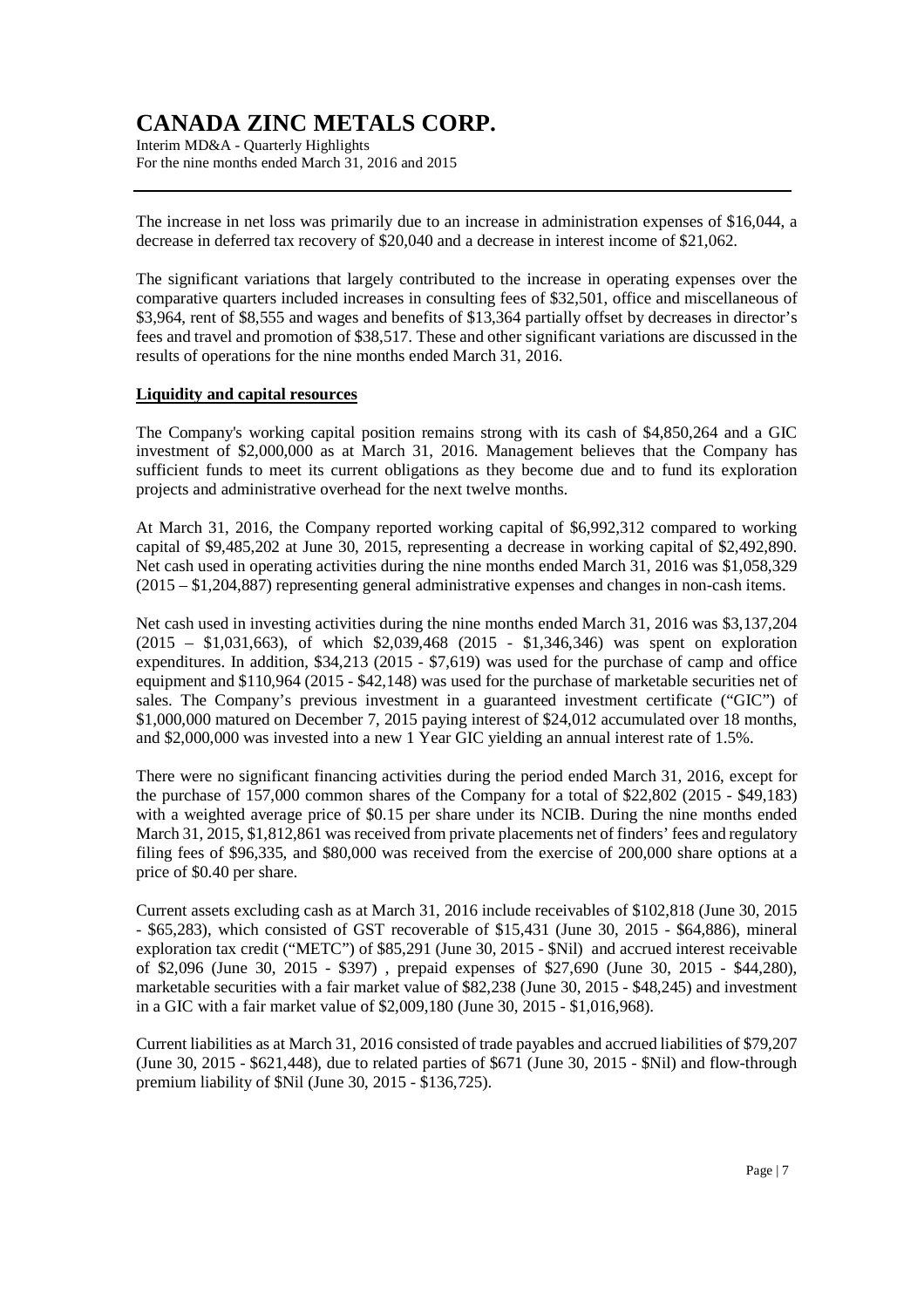The increase in net loss was primarily due to an increase in administration expenses of $16,044, a decrease in deferred tax recovery of $20,040 and a decrease in interest income of $21,062.

The significant variations that largely contributed to the increase in operating expenses over the comparative quarters included increases in consulting fees of $32,501, office and miscellaneous of $3,964, rent of $8,555 and wages and benefits of $13,364 partially offset by decreases in director's fees and travel and promotion of $38,517. These and other significant variations are discussed in the results of operations for the nine months ended March 31, 2016.

**Liquidity and capital resources**

The Company's working capital position remains strong with its cash of $4,850,264 and a GIC investment of $2,000,000 as at March 31, 2016. Management believes that the Company has sufficient funds to meet its current obligations as they become due and to fund its exploration projects and administrative overhead for the next twelve months.

At March 31, 2016, the Company reported working capital of $6,992,312 compared to working capital of $9,485,202 at June 30, 2015, representing a decrease in working capital of $2,492,890. Net cash used in operating activities during the nine months ended March 31, 2016 was $1,058,329 (2015 – $1,204,887) representing general administrative expenses and changes in non-cash items.

Net cash used in investing activities during the nine months ended March 31, 2016 was $3,137,204 (2015 – $1,031,663), of which $2,039,468 (2015 - $1,346,346) was spent on exploration expenditures. In addition, $34,213 (2015 - $7,619) was used for the purchase of camp and office equipment and $110,964 (2015 - $42,148) was used for the purchase of marketable securities net of sales. The Company's previous investment in a guaranteed investment certificate ("GIC") of $1,000,000 matured on December 7, 2015 paying interest of $24,012 accumulated over 18 months, and $2,000,000 was invested into a new 1 Year GIC yielding an annual interest rate of 1.5%.

There were no significant financing activities during the period ended March 31, 2016, except for the purchase of 157,000 common shares of the Company for a total of $22,802 (2015 - $49,183) with a weighted average price of $0.15 per share under its NCIB. During the nine months ended March 31, 2015, $1,812,861 was received from private placements net of finders' fees and regulatory filing fees of $96,335, and $80,000 was received from the exercise of 200,000 share options at a price of $0.40 per share.

Current assets excluding cash as at March 31, 2016 include receivables of $102,818 (June 30, 2015 - $65,283), which consisted of GST recoverable of $15,431 (June 30, 2015 - $64,886), mineral exploration tax credit ("METC") of $85,291 (June 30, 2015 - $Nil) and accrued interest receivable of $2,096 (June 30, 2015 - $397) , prepaid expenses of $27,690 (June 30, 2015 - $44,280), marketable securities with a fair market value of $82,238 (June 30, 2015 - $48,245) and investment in a GIC with a fair market value of $2,009,180 (June 30, 2015 - $1,016,968).

Current liabilities as at March 31, 2016 consisted of trade payables and accrued liabilities of $79,207 (June 30, 2015 - $621,448), due to related parties of $671 (June 30, 2015 - $Nil) and flow-through premium liability of $Nil (June 30, 2015 - $136,725).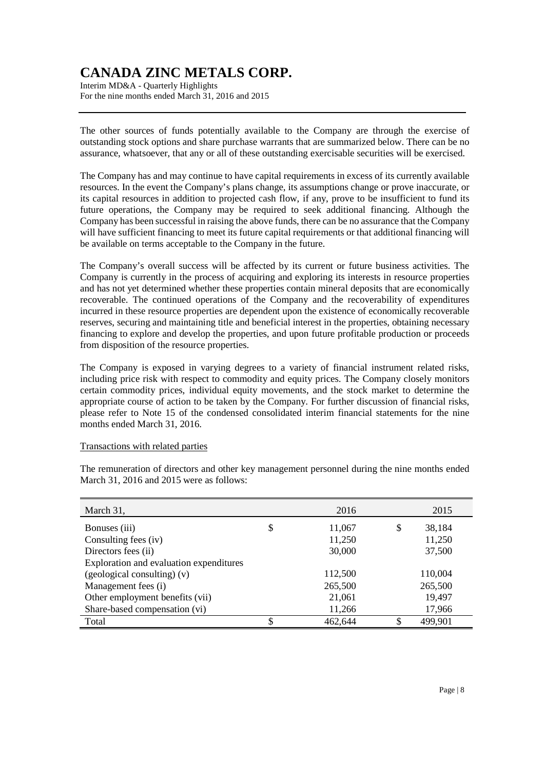The other sources of funds potentially available to the Company are through the exercise of outstanding stock options and share purchase warrants that are summarized below. There can be no assurance, whatsoever, that any or all of these outstanding exercisable securities will be exercised.

The Company has and may continue to have capital requirements in excess of its currently available resources. In the event the Company's plans change, its assumptions change or prove inaccurate, or its capital resources in addition to projected cash flow, if any, prove to be insufficient to fund its future operations, the Company may be required to seek additional financing. Although the Company has been successful in raising the above funds, there can be no assurance that the Company will have sufficient financing to meet its future capital requirements or that additional financing will be available on terms acceptable to the Company in the future.

The Company's overall success will be affected by its current or future business activities. The Company is currently in the process of acquiring and exploring its interests in resource properties and has not yet determined whether these properties contain mineral deposits that are economically recoverable. The continued operations of the Company and the recoverability of expenditures incurred in these resource properties are dependent upon the existence of economically recoverable reserves, securing and maintaining title and beneficial interest in the properties, obtaining necessary financing to explore and develop the properties, and upon future profitable production or proceeds from disposition of the resource properties.

The Company is exposed in varying degrees to a variety of financial instrument related risks, including price risk with respect to commodity and equity prices. The Company closely monitors certain commodity prices, individual equity movements, and the stock market to determine the appropriate course of action to be taken by the Company. For further discussion of financial risks, please refer to Note 15 of the condensed consolidated interim financial statements for the nine months ended March 31, 2016.

<u>Transactions with related parties</u>

The remuneration of directors and other key management personnel during the nine months ended March 31, 2016 and 2015 were as follows:

| March 31, | 2016 | 2015 |
|---|---|---|
| Bonuses (iii) | $ 11,067 | $ 38,184 |
| Consulting fees (iv) | 11,250 | 11,250 |
| Directors fees (ii) | 30,000 | 37,500 |
| Exploration and evaluation expenditures (geological consulting) (v) | 112,500 | 110,004 |
| Management fees (i) | 265,500 | 265,500 |
| Other employment benefits (vii) | 21,061 | 19,497 |
| Share-based compensation (vi) | 11,266 | 17,966 |
| Total | $ 462,644 | $ 499,901 |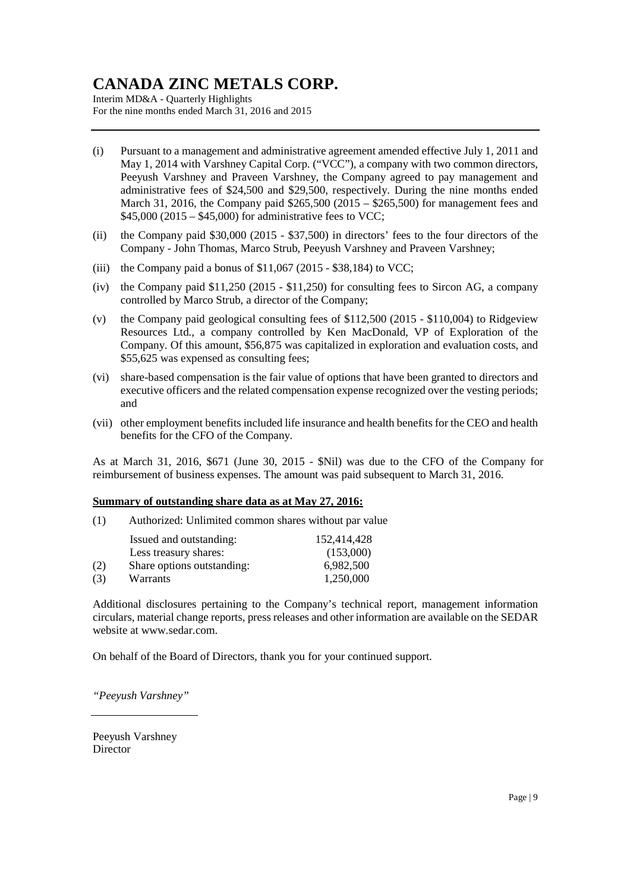(i) Pursuant to a management and administrative agreement amended effective July 1, 2011 and May 1, 2014 with Varshney Capital Corp. ("VCC"), a company with two common directors, Peeyush Varshney and Praveen Varshney, the Company agreed to pay management and administrative fees of $24,500 and $29,500, respectively. During the nine months ended March 31, 2016, the Company paid $265,500 (2015 – $265,500) for management fees and $45,000 (2015 – $45,000) for administrative fees to VCC;

(ii) the Company paid $30,000 (2015 - $37,500) in directors' fees to the four directors of the Company - John Thomas, Marco Strub, Peeyush Varshney and Praveen Varshney;

(iii) the Company paid a bonus of $11,067 (2015 - $38,184) to VCC;

(iv) the Company paid $11,250 (2015 - $11,250) for consulting fees to Sircon AG, a company controlled by Marco Strub, a director of the Company;

(v) the Company paid geological consulting fees of $112,500 (2015 - $110,004) to Ridgeview Resources Ltd., a company controlled by Ken MacDonald, VP of Exploration of the Company. Of this amount, $56,875 was capitalized in exploration and evaluation costs, and $55,625 was expensed as consulting fees;

(vi) share-based compensation is the fair value of options that have been granted to directors and executive officers and the related compensation expense recognized over the vesting periods; and

(vii) other employment benefits included life insurance and health benefits for the CEO and health benefits for the CFO of the Company.

As at March 31, 2016, $671 (June 30, 2015 - $Nil) was due to the CFO of the Company for reimbursement of business expenses. The amount was paid subsequent to March 31, 2016.

**Summary of outstanding share data as at May 27, 2016:**

(1) Authorized: Unlimited common shares without par value

| | | |
|---|---|---|
| | Issued and outstanding: | 152,414,428 |
| | Less treasury shares: | (153,000) |
| (2) | Share options outstanding: | 6,982,500 |
| (3) | Warrants | 1,250,000 |

Additional disclosures pertaining to the Company's technical report, management information circulars, material change reports, press releases and other information are available on the SEDAR website at www.sedar.com.

On behalf of the Board of Directors, thank you for your continued support.

*"Peeyush Varshney"*

Peeyush Varshney
Director